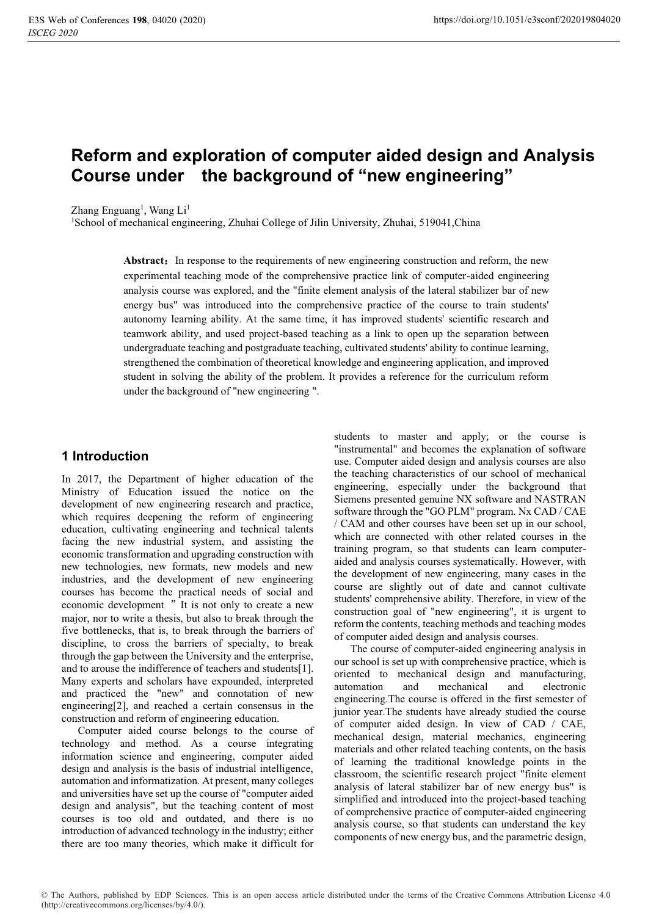# Reform and exploration of computer aided design and Analysis Course under the background of "new engineering"

Zhang Enguang[1], Wang Li[1]

[1]School of mechanical engineering, Zhuhai College of Jilin University, Zhuhai, 519041,China

**Abstract：**In response to the requirements of new engineering construction and reform, the new experimental teaching mode of the comprehensive practice link of computer-aided engineering analysis course was explored, and the "finite element analysis of the lateral stabilizer bar of new energy bus" was introduced into the comprehensive practice of the course to train students' autonomy learning ability. At the same time, it has improved students' scientific research and teamwork ability, and used project-based teaching as a link to open up the separation between undergraduate teaching and postgraduate teaching, cultivated students' ability to continue learning, strengthened the combination of theoretical knowledge and engineering application, and improved student in solving the ability of the problem. It provides a reference for the curriculum reform under the background of "new engineering ".

## 1 Introduction

In 2017, the Department of higher education of the Ministry of Education issued the notice on the development of new engineering research and practice, which requires deepening the reform of engineering education, cultivating engineering and technical talents facing the new industrial system, and assisting the economic transformation and upgrading construction with new technologies, new formats, new models and new industries, and the development of new engineering courses has become the practical needs of social and economic development ” It is not only to create a new major, nor to write a thesis, but also to break through the five bottlenecks, that is, to break through the barriers of discipline, to cross the barriers of specialty, to break through the gap between the University and the enterprise, and to arouse the indifference of teachers and students[1]. Many experts and scholars have expounded, interpreted and practiced the "new" and connotation of new engineering[2], and reached a certain consensus in the construction and reform of engineering education.

Computer aided course belongs to the course of technology and method. As a course integrating information science and engineering, computer aided design and analysis is the basis of industrial intelligence, automation and informatization. At present, many colleges and universities have set up the course of "computer aided design and analysis", but the teaching content of most courses is too old and outdated, and there is no introduction of advanced technology in the industry; either there are too many theories, which make it difficult for students to master and apply; or the course is "instrumental" and becomes the explanation of software use. Computer aided design and analysis courses are also the teaching characteristics of our school of mechanical engineering, especially under the background that Siemens presented genuine NX software and NASTRAN software through the "GO PLM" program. Nx CAD / CAE / CAM and other courses have been set up in our school, which are connected with other related courses in the training program, so that students can learn computer-aided and analysis courses systematically. However, with the development of new engineering, many cases in the course are slightly out of date and cannot cultivate students' comprehensive ability. Therefore, in view of the construction goal of "new engineering", it is urgent to reform the contents, teaching methods and teaching modes of computer aided design and analysis courses.

The course of computer-aided engineering analysis in our school is set up with comprehensive practice, which is oriented to mechanical design and manufacturing, automation and mechanical and electronic engineering.The course is offered in the first semester of junior year.The students have already studied the course of computer aided design. In view of CAD / CAE, mechanical design, material mechanics, engineering materials and other related teaching contents, on the basis of learning the traditional knowledge points in the classroom, the scientific research project "finite element analysis of lateral stabilizer bar of new energy bus" is simplified and introduced into the project-based teaching of comprehensive practice of computer-aided engineering analysis course, so that students can understand the key components of new energy bus, and the parametric design,

© The Authors, published by EDP Sciences. This is an open access article distributed under the terms of the Creative Commons Attribution License 4.0 (http://creativecommons.org/licenses/by/4.0/).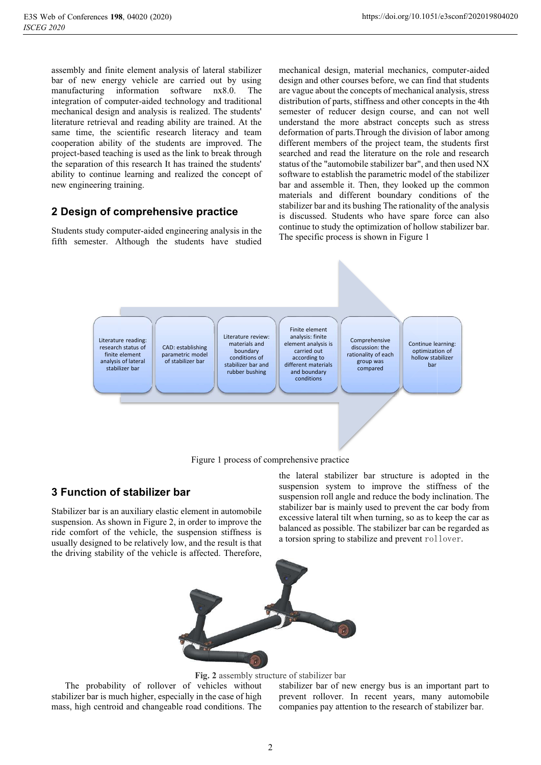assembly and finite element analysis of lateral stabilizer bar of new energy vehicle are carried out by using manufacturing information software nx8.0. The integration of computer-aided technology and traditional mechanical design and analysis is realized. The students' literature retrieval and reading ability are trained. At the same time, the scientific research literacy and team cooperation ability of the students are improved. The project-based teaching is used as the link to break through the separation of this research It has trained the students' ability to continue learning and realized the concept of new engineering training.

## 2 Design of comprehensive practice

Students study computer-aided engineering analysis in the fifth semester. Although the students have studied mechanical design, material mechanics, computer-aided design and other courses before, we can find that students are vague about the concepts of mechanical analysis, stress distribution of parts, stiffness and other concepts in the 4th semester of reducer design course, and can not well understand the more abstract concepts such as stress deformation of parts.Through the division of labor among different members of the project team, the students first searched and read the literature on the role and research status of the "automobile stabilizer bar", and then used NX software to establish the parametric model of the stabilizer bar and assemble it. Then, they looked up the common materials and different boundary conditions of the stabilizer bar and its bushing The rationality of the analysis is discussed. Students who have spare force can also continue to study the optimization of hollow stabilizer bar. The specific process is shown in Figure 1

Literature reading: research status of finite element analysis of lateral stabilizer bar → CAD: establishing parametric model of stabilizer bar → Literature review: materials and boundary conditions of stabilizer bar and rubber bushing → Finite element analysis: finite element analysis is carried out according to different materials and boundary conditions → Comprehensive discussion: the rationality of each group was compared → Continue learning: optimization of hollow stabilizer bar

Figure 1 process of comprehensive practice

## 3 Function of stabilizer bar

Stabilizer bar is an auxiliary elastic element in automobile suspension. As shown in Figure 2, in order to improve the ride comfort of the vehicle, the suspension stiffness is usually designed to be relatively low, and the result is that the driving stability of the vehicle is affected. Therefore, the lateral stabilizer bar structure is adopted in the suspension system to improve the stiffness of the suspension roll angle and reduce the body inclination. The stabilizer bar is mainly used to prevent the car body from excessive lateral tilt when turning, so as to keep the car as balanced as possible. The stabilizer bar can be regarded as a torsion spring to stabilize and prevent rollover.

**Fig. 2** assembly structure of stabilizer bar

The probability of rollover of vehicles without stabilizer bar is much higher, especially in the case of high mass, high centroid and changeable road conditions. The stabilizer bar of new energy bus is an important part to prevent rollover. In recent years, many automobile companies pay attention to the research of stabilizer bar.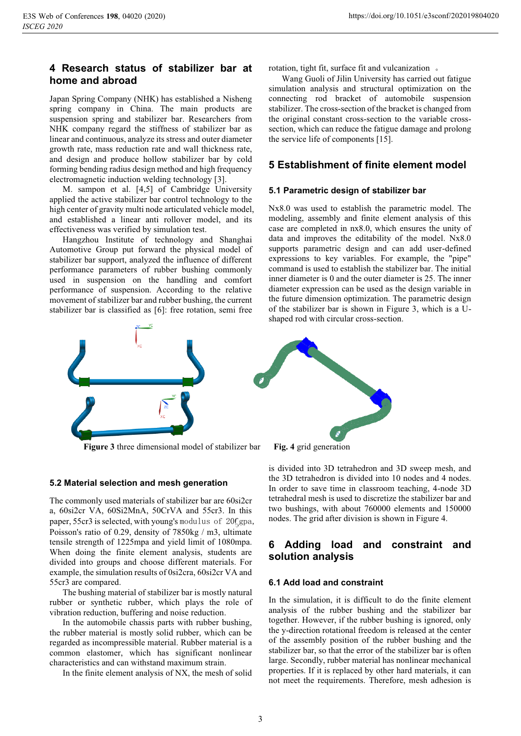## 4 Research status of stabilizer bar at home and abroad

Japan Spring Company (NHK) has established a Nisheng spring company in China. The main products are suspension spring and stabilizer bar. Researchers from NHK company regard the stiffness of stabilizer bar as linear and continuous, analyze its stress and outer diameter growth rate, mass reduction rate and wall thickness rate, and design and produce hollow stabilizer bar by cold forming bending radius design method and high frequency electromagnetic induction welding technology [3].

M. sampon et al. [4,5] of Cambridge University applied the active stabilizer bar control technology to the high center of gravity multi node articulated vehicle model, and established a linear anti rollover model, and its effectiveness was verified by simulation test.

Hangzhou Institute of technology and Shanghai Automotive Group put forward the physical model of stabilizer bar support, analyzed the influence of different performance parameters of rubber bushing commonly used in suspension on the handling and comfort performance of suspension. According to the relative movement of stabilizer bar and rubber bushing, the current stabilizer bar is classified as [6]: free rotation, semi free rotation, tight fit, surface fit and vulcanization 。

Wang Guoli of Jilin University has carried out fatigue simulation analysis and structural optimization on the connecting rod bracket of automobile suspension stabilizer. The cross-section of the bracket is changed from the original constant cross-section to the variable cross-section, which can reduce the fatigue damage and prolong the service life of components [15].

## 5 Establishment of finite element model

### 5.1 Parametric design of stabilizer bar

Nx8.0 was used to establish the parametric model. The modeling, assembly and finite element analysis of this case are completed in nx8.0, which ensures the unity of data and improves the editability of the model. Nx8.0 supports parametric design and can add user-defined expressions to key variables. For example, the "pipe" command is used to establish the stabilizer bar. The initial inner diameter is 0 and the outer diameter is 25. The inner diameter expression can be used as the design variable in the future dimension optimization. The parametric design of the stabilizer bar is shown in Figure 3, which is a U-shaped rod with circular cross-section.

**Figure 3** three dimensional model of stabilizer bar

**Fig. 4** grid generation

### 5.2 Material selection and mesh generation

The commonly used materials of stabilizer bar are 60si2cr a, 60si2cr VA, 60Si2MnA, 50CrVA and 55cr3. In this paper, 55cr3 is selected, with young's modulus of 206gpa, Poisson's ratio of 0.29, density of 7850kg / m3, ultimate tensile strength of 1225mpa and yield limit of 1080mpa. When doing the finite element analysis, students are divided into groups and choose different materials. For example, the simulation results of 0si2cra, 60si2cr VA and 55cr3 are compared.

The bushing material of stabilizer bar is mostly natural rubber or synthetic rubber, which plays the role of vibration reduction, buffering and noise reduction.

In the automobile chassis parts with rubber bushing, the rubber material is mostly solid rubber, which can be regarded as incompressible material. Rubber material is a common elastomer, which has significant nonlinear characteristics and can withstand maximum strain.

In the finite element analysis of NX, the mesh of solid is divided into 3D tetrahedron and 3D sweep mesh, and the 3D tetrahedron is divided into 10 nodes and 4 nodes. In order to save time in classroom teaching, 4-node 3D tetrahedral mesh is used to discretize the stabilizer bar and two bushings, with about 760000 elements and 150000 nodes. The grid after division is shown in Figure 4.

## 6 Adding load and constraint and solution analysis

### 6.1 Add load and constraint

In the simulation, it is difficult to do the finite element analysis of the rubber bushing and the stabilizer bar together. However, if the rubber bushing is ignored, only the y-direction rotational freedom is released at the center of the assembly position of the rubber bushing and the stabilizer bar, so that the error of the stabilizer bar is often large. Secondly, rubber material has nonlinear mechanical properties. If it is replaced by other hard materials, it can not meet the requirements. Therefore, mesh adhesion is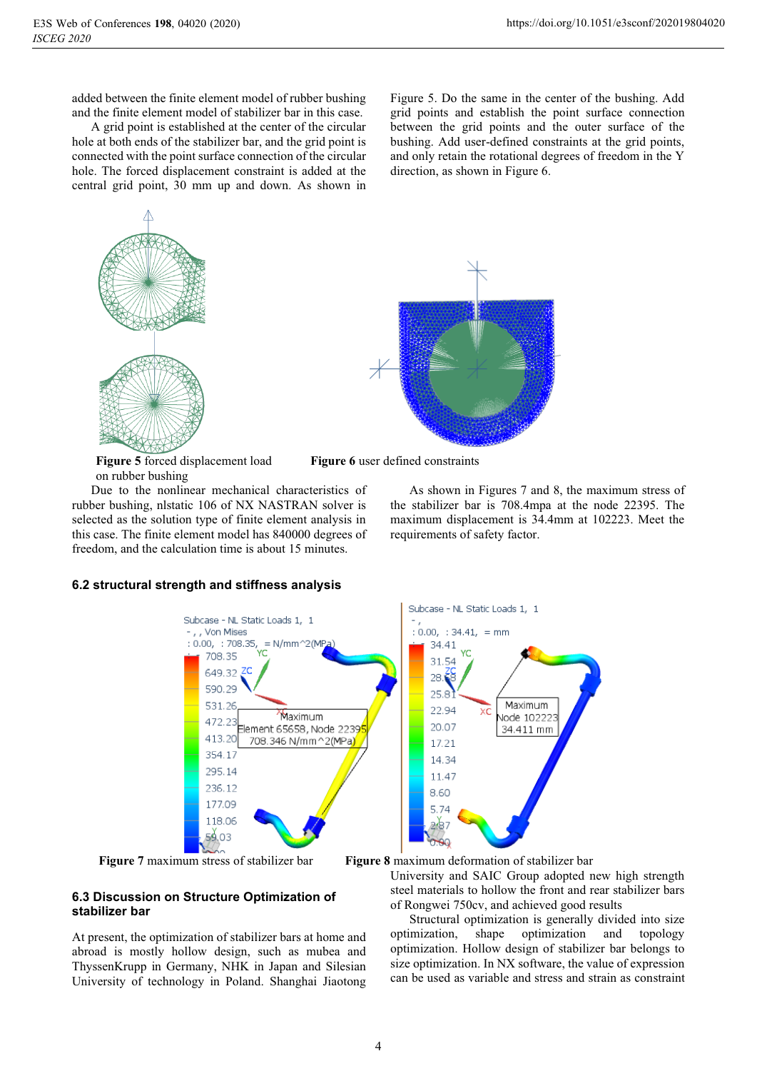added between the finite element model of rubber bushing and the finite element model of stabilizer bar in this case.

A grid point is established at the center of the circular hole at both ends of the stabilizer bar, and the grid point is connected with the point surface connection of the circular hole. The forced displacement constraint is added at the central grid point, 30 mm up and down. As shown in Figure 5. Do the same in the center of the bushing. Add grid points and establish the point surface connection between the grid points and the outer surface of the bushing. Add user-defined constraints at the grid points, and only retain the rotational degrees of freedom in the Y direction, as shown in Figure 6.

**Figure 5** forced displacement load on rubber bushing

**Figure 6** user defined constraints

Due to the nonlinear mechanical characteristics of rubber bushing, nlstatic 106 of NX NASTRAN solver is selected as the solution type of finite element analysis in this case. The finite element model has 840000 degrees of freedom, and the calculation time is about 15 minutes.

### 6.2 structural strength and stiffness analysis

As shown in Figures 7 and 8, the maximum stress of the stabilizer bar is 708.4mpa at the node 22395. The maximum displacement is 34.4mm at 102223. Meet the requirements of safety factor.

**Figure 7** maximum stress of stabilizer bar

**Figure 8** maximum deformation of stabilizer bar

### 6.3 Discussion on Structure Optimization of stabilizer bar

At present, the optimization of stabilizer bars at home and abroad is mostly hollow design, such as mubea and ThyssenKrupp in Germany, NHK in Japan and Silesian University of technology in Poland. Shanghai Jiaotong University and SAIC Group adopted new high strength steel materials to hollow the front and rear stabilizer bars of Rongwei 750cv, and achieved good results

Structural optimization is generally divided into size optimization, shape optimization and topology optimization. Hollow design of stabilizer bar belongs to size optimization. In NX software, the value of expression can be used as variable and stress and strain as constraint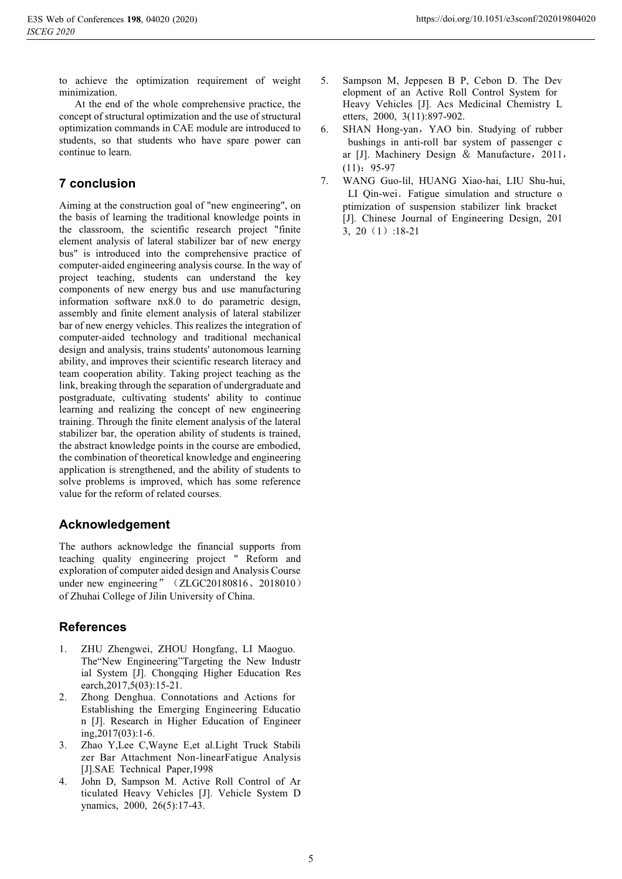to achieve the optimization requirement of weight minimization.

At the end of the whole comprehensive practice, the concept of structural optimization and the use of structural optimization commands in CAE module are introduced to students, so that students who have spare power can continue to learn.

## 7 conclusion

Aiming at the construction goal of "new engineering", on the basis of learning the traditional knowledge points in the classroom, the scientific research project "finite element analysis of lateral stabilizer bar of new energy bus" is introduced into the comprehensive practice of computer-aided engineering analysis course. In the way of project teaching, students can understand the key components of new energy bus and use manufacturing information software nx8.0 to do parametric design, assembly and finite element analysis of lateral stabilizer bar of new energy vehicles. This realizes the integration of computer-aided technology and traditional mechanical design and analysis, trains students' autonomous learning ability, and improves their scientific research literacy and team cooperation ability. Taking project teaching as the link, breaking through the separation of undergraduate and postgraduate, cultivating students' ability to continue learning and realizing the concept of new engineering training. Through the finite element analysis of the lateral stabilizer bar, the operation ability of students is trained, the abstract knowledge points in the course are embodied, the combination of theoretical knowledge and engineering application is strengthened, and the ability of students to solve problems is improved, which has some reference value for the reform of related courses.

## Acknowledgement

The authors acknowledge the financial supports from teaching quality engineering project " Reform and exploration of computer aided design and Analysis Course under new engineering”（ZLGC20180816、2018010） of Zhuhai College of Jilin University of China.

## References

1. ZHU Zhengwei, ZHOU Hongfang, LI Maoguo. The“New Engineering”Targeting the New Industrial System [J]. Chongqing Higher Education Research,2017,5(03):15-21.
2. Zhong Denghua. Connotations and Actions for Establishing the Emerging Engineering Education [J]. Research in Higher Education of Engineering,2017(03):1-6.
3. Zhao Y,Lee C,Wayne E,et al.Light Truck Stabilizer Bar Attachment Non-linearFatigue Analysis [J].SAE Technical Paper,1998
4. John D, Sampson M. Active Roll Control of Articulated Heavy Vehicles [J]. Vehicle System Dynamics, 2000, 26(5):17-43.
5. Sampson M, Jeppesen B P, Cebon D. The Development of an Active Roll Control System for Heavy Vehicles [J]. Acs Medicinal Chemistry Letters, 2000, 3(11):897-902.
6. SHAN Hong-yan，YAO bin. Studying of rubber bushings in anti-roll bar system of passenger car [J]. Machinery Design ＆ Manufacture，2011，(11)：95-97
7. WANG Guo-lil, HUANG Xiao-hai, LIU Shu-hui, LI Qin-wei．Fatigue simulation and structure optimization of suspension stabilizer link bracket [J]. Chinese Journal of Engineering Design, 2013, 20（1）:18-21